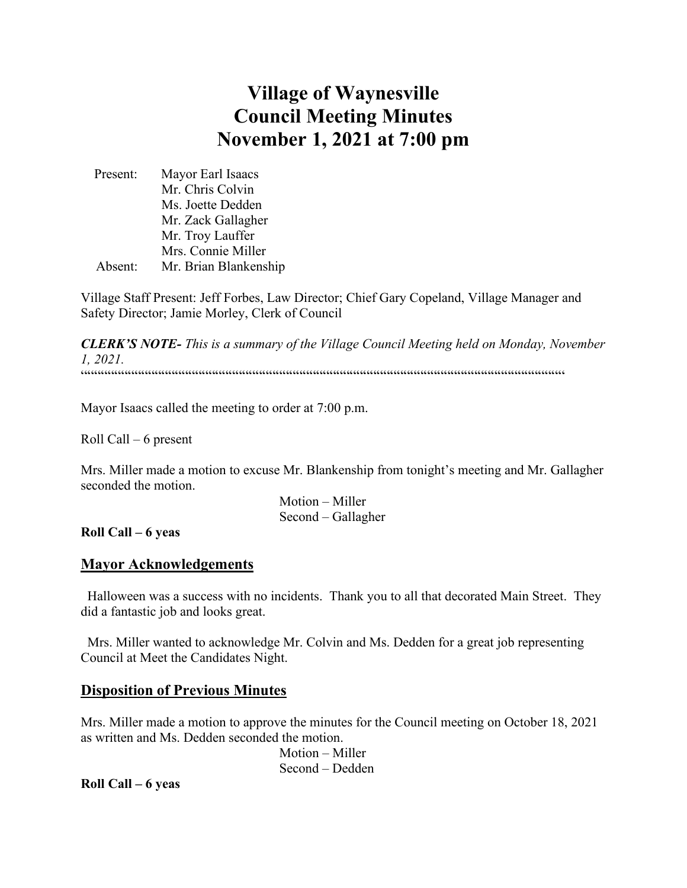# Village of Waynesville
# Council Meeting Minutes
# November 1, 2021 at 7:00 pm

Present: Mayor Earl Isaacs
Mr. Chris Colvin
Ms. Joette Dedden
Mr. Zack Gallagher
Mr. Troy Lauffer
Mrs. Connie Miller
Absent: Mr. Brian Blankenship

Village Staff Present: Jeff Forbes, Law Director; Chief Gary Copeland, Village Manager and Safety Director; Jamie Morley, Clerk of Council

***CLERK'S NOTE-*** *This is a summary of the Village Council Meeting held on Monday, November 1, 2021.*

""""""""""""""""""""""""""""""""""""""""""""""""""""""""""""""""""""""""""""""""""""""""""""""""""""""""""""""""""""""""""""""""

Mayor Isaacs called the meeting to order at 7:00 p.m.

Roll Call – 6 present

Mrs. Miller made a motion to excuse Mr. Blankenship from tonight's meeting and Mr. Gallagher seconded the motion.

Motion – Miller
Second – Gallagher

**Roll Call – 6 yeas**

## Mayor Acknowledgements

Halloween was a success with no incidents. Thank you to all that decorated Main Street. They did a fantastic job and looks great.

Mrs. Miller wanted to acknowledge Mr. Colvin and Ms. Dedden for a great job representing Council at Meet the Candidates Night.

## Disposition of Previous Minutes

Mrs. Miller made a motion to approve the minutes for the Council meeting on October 18, 2021 as written and Ms. Dedden seconded the motion.

Motion – Miller
Second – Dedden

**Roll Call – 6 yeas**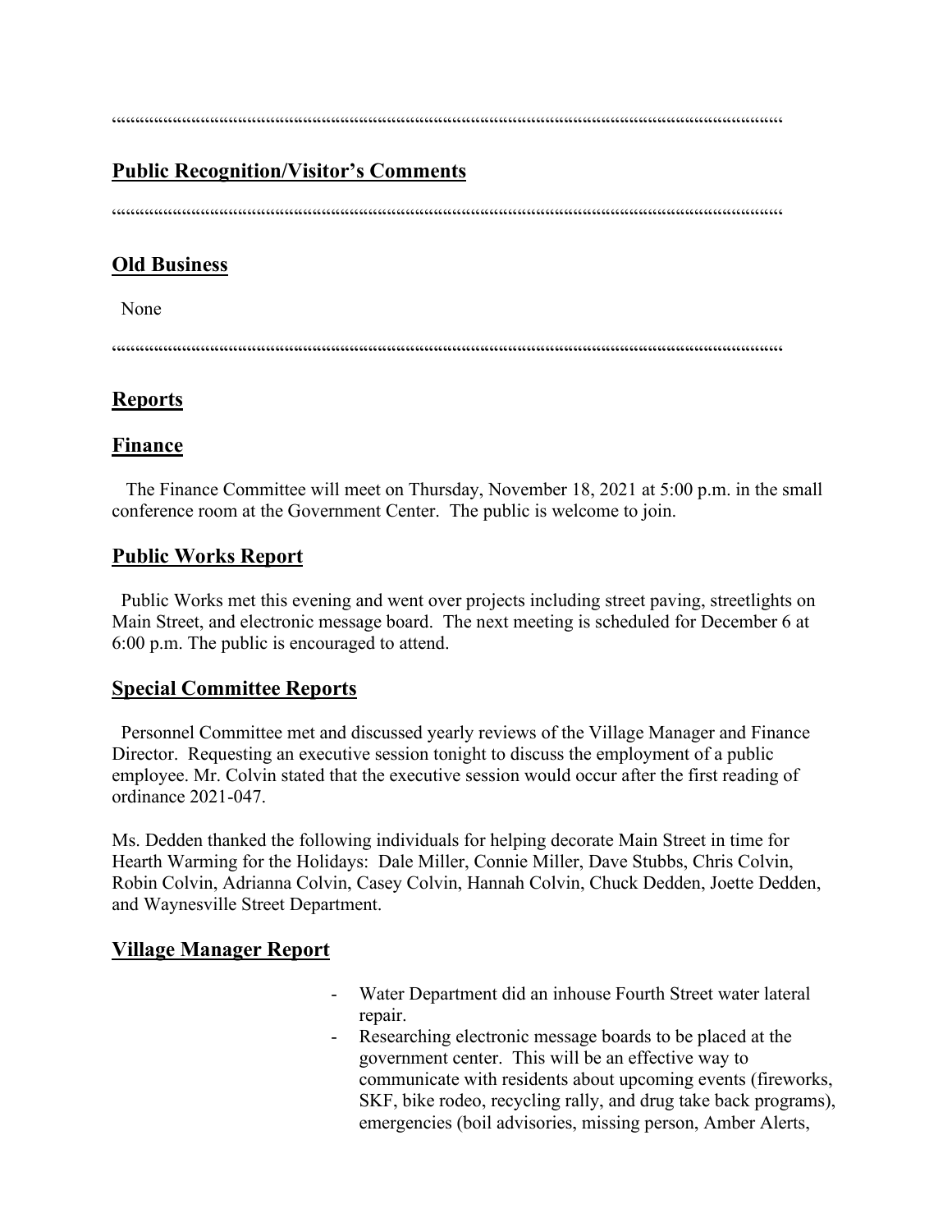““““““““““““““““““““““““““““““““““““““““““““““““““““““““““““““““““““““““““““““““““““““““““““““““““““““““““““““““““““““““““

## Public Recognition/Visitor's Comments

““““““““““““““““““““““““““““““““““““““““““““““““““““““““““““““““““““““““““““““““““““““““““““““““““““““““““““““““““““““““““

## Old Business

None

““““““““““““““““““““““““““““““““““““““““““““““““““““““““““““““““““““““““““““““““““““““““““““““““““““““““““““““““““““““““““

## Reports

## Finance

The Finance Committee will meet on Thursday, November 18, 2021 at 5:00 p.m. in the small conference room at the Government Center. The public is welcome to join.

## Public Works Report

Public Works met this evening and went over projects including street paving, streetlights on Main Street, and electronic message board. The next meeting is scheduled for December 6 at 6:00 p.m. The public is encouraged to attend.

## Special Committee Reports

Personnel Committee met and discussed yearly reviews of the Village Manager and Finance Director. Requesting an executive session tonight to discuss the employment of a public employee. Mr. Colvin stated that the executive session would occur after the first reading of ordinance 2021-047.

Ms. Dedden thanked the following individuals for helping decorate Main Street in time for Hearth Warming for the Holidays: Dale Miller, Connie Miller, Dave Stubbs, Chris Colvin, Robin Colvin, Adrianna Colvin, Casey Colvin, Hannah Colvin, Chuck Dedden, Joette Dedden, and Waynesville Street Department.

## Village Manager Report

- Water Department did an inhouse Fourth Street water lateral repair.
- Researching electronic message boards to be placed at the government center. This will be an effective way to communicate with residents about upcoming events (fireworks, SKF, bike rodeo, recycling rally, and drug take back programs), emergencies (boil advisories, missing person, Amber Alerts,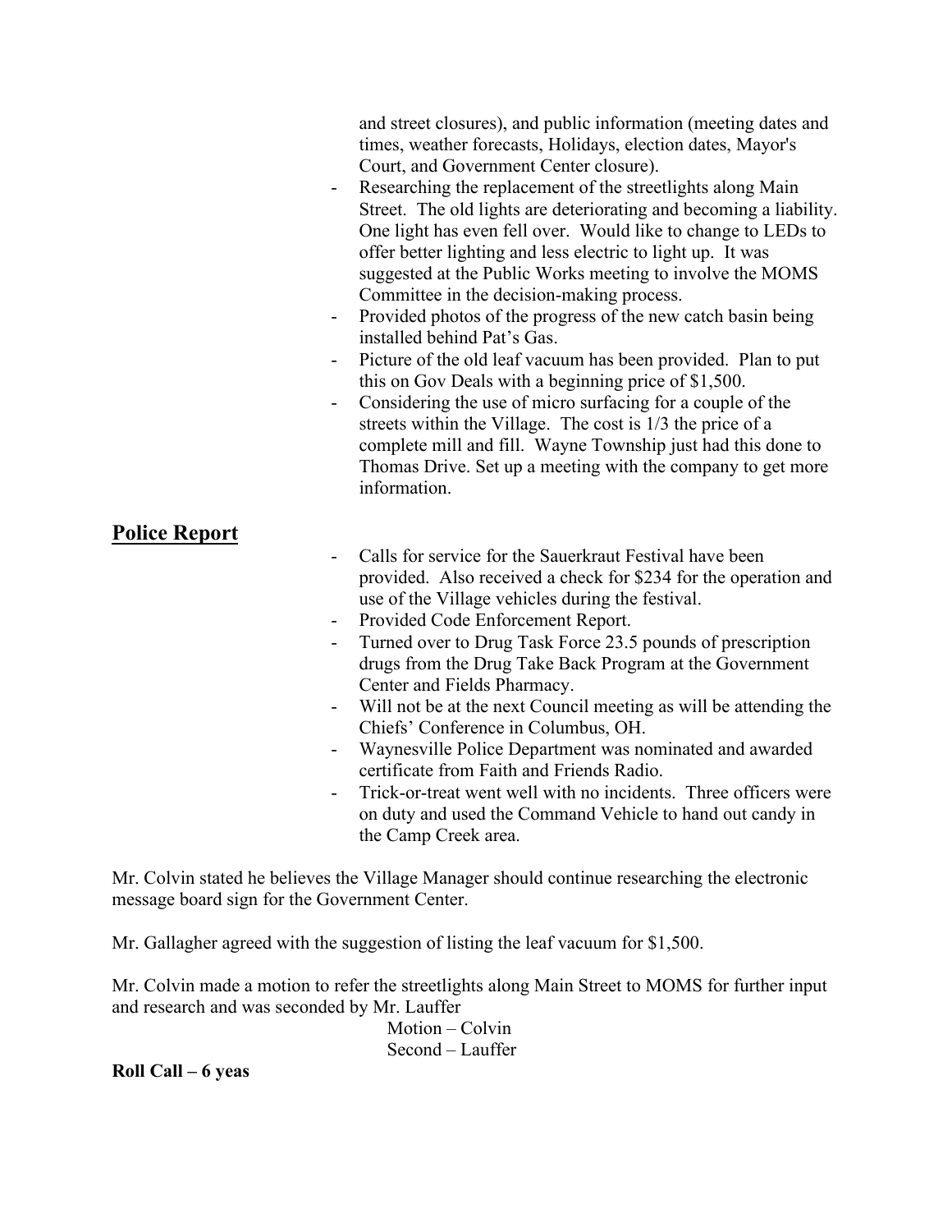and street closures), and public information (meeting dates and times, weather forecasts, Holidays, election dates, Mayor's Court, and Government Center closure).

- Researching the replacement of the streetlights along Main Street. The old lights are deteriorating and becoming a liability. One light has even fell over. Would like to change to LEDs to offer better lighting and less electric to light up. It was suggested at the Public Works meeting to involve the MOMS Committee in the decision-making process.
- Provided photos of the progress of the new catch basin being installed behind Pat's Gas.
- Picture of the old leaf vacuum has been provided. Plan to put this on Gov Deals with a beginning price of $1,500.
- Considering the use of micro surfacing for a couple of the streets within the Village. The cost is 1/3 the price of a complete mill and fill. Wayne Township just had this done to Thomas Drive. Set up a meeting with the company to get more information.

## Police Report

- Calls for service for the Sauerkraut Festival have been provided. Also received a check for $234 for the operation and use of the Village vehicles during the festival.
- Provided Code Enforcement Report.
- Turned over to Drug Task Force 23.5 pounds of prescription drugs from the Drug Take Back Program at the Government Center and Fields Pharmacy.
- Will not be at the next Council meeting as will be attending the Chiefs' Conference in Columbus, OH.
- Waynesville Police Department was nominated and awarded certificate from Faith and Friends Radio.
- Trick-or-treat went well with no incidents. Three officers were on duty and used the Command Vehicle to hand out candy in the Camp Creek area.

Mr. Colvin stated he believes the Village Manager should continue researching the electronic message board sign for the Government Center.

Mr. Gallagher agreed with the suggestion of listing the leaf vacuum for $1,500.

Mr. Colvin made a motion to refer the streetlights along Main Street to MOMS for further input and research and was seconded by Mr. Lauffer

Motion – Colvin
Second – Lauffer

**Roll Call – 6 yeas**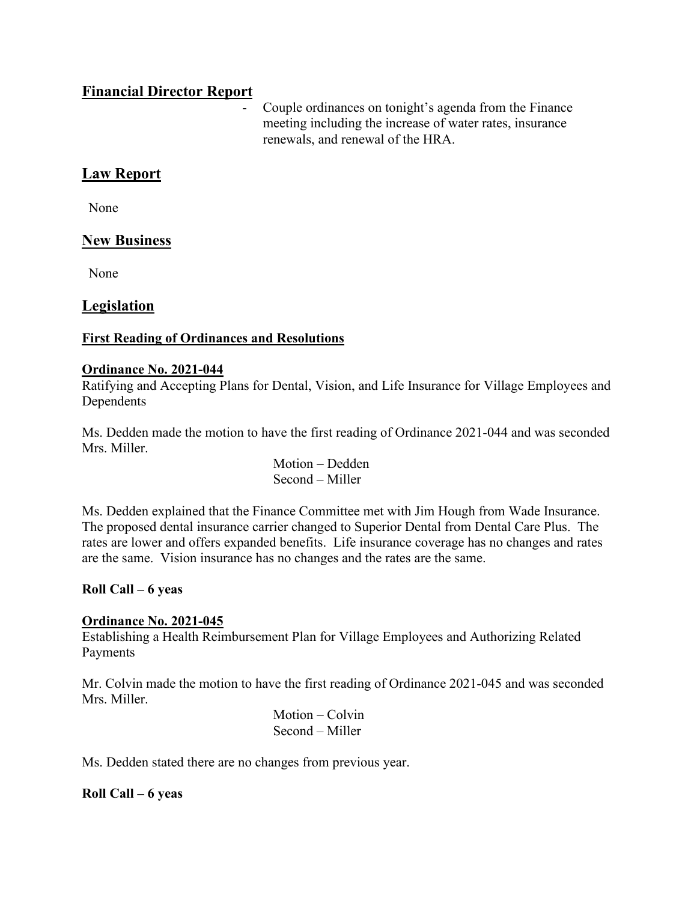## Financial Director Report

- Couple ordinances on tonight's agenda from the Finance meeting including the increase of water rates, insurance renewals, and renewal of the HRA.

## Law Report

None

## New Business

None

## Legislation

### First Reading of Ordinances and Resolutions

**Ordinance No. 2021-044**
Ratifying and Accepting Plans for Dental, Vision, and Life Insurance for Village Employees and Dependents

Ms. Dedden made the motion to have the first reading of Ordinance 2021-044 and was seconded Mrs. Miller.

Motion – Dedden
Second – Miller

Ms. Dedden explained that the Finance Committee met with Jim Hough from Wade Insurance. The proposed dental insurance carrier changed to Superior Dental from Dental Care Plus. The rates are lower and offers expanded benefits. Life insurance coverage has no changes and rates are the same. Vision insurance has no changes and the rates are the same.

**Roll Call – 6 yeas**

**Ordinance No. 2021-045**
Establishing a Health Reimbursement Plan for Village Employees and Authorizing Related Payments

Mr. Colvin made the motion to have the first reading of Ordinance 2021-045 and was seconded Mrs. Miller.

Motion – Colvin
Second – Miller

Ms. Dedden stated there are no changes from previous year.

**Roll Call – 6 yeas**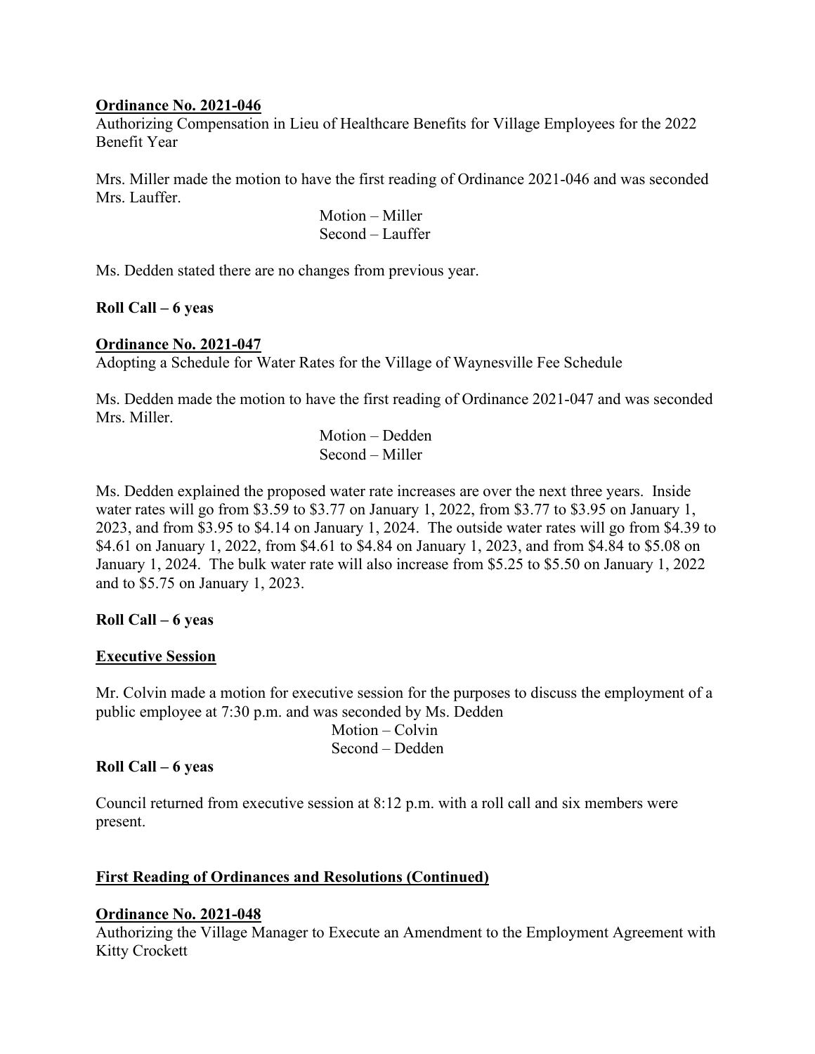**<u>Ordinance No. 2021-046</u>**
Authorizing Compensation in Lieu of Healthcare Benefits for Village Employees for the 2022 Benefit Year

Mrs. Miller made the motion to have the first reading of Ordinance 2021-046 and was seconded Mrs. Lauffer.

Motion – Miller
Second – Lauffer

Ms. Dedden stated there are no changes from previous year.

**Roll Call – 6 yeas**

**<u>Ordinance No. 2021-047</u>**
Adopting a Schedule for Water Rates for the Village of Waynesville Fee Schedule

Ms. Dedden made the motion to have the first reading of Ordinance 2021-047 and was seconded Mrs. Miller.

Motion – Dedden
Second – Miller

Ms. Dedden explained the proposed water rate increases are over the next three years. Inside water rates will go from $3.59 to $3.77 on January 1, 2022, from $3.77 to $3.95 on January 1, 2023, and from $3.95 to $4.14 on January 1, 2024. The outside water rates will go from $4.39 to $4.61 on January 1, 2022, from $4.61 to $4.84 on January 1, 2023, and from $4.84 to $5.08 on January 1, 2024. The bulk water rate will also increase from $5.25 to $5.50 on January 1, 2022 and to $5.75 on January 1, 2023.

**Roll Call – 6 yeas**

**<u>Executive Session</u>**

Mr. Colvin made a motion for executive session for the purposes to discuss the employment of a public employee at 7:30 p.m. and was seconded by Ms. Dedden

Motion – Colvin
Second – Dedden

**Roll Call – 6 yeas**

Council returned from executive session at 8:12 p.m. with a roll call and six members were present.

**<u>First Reading of Ordinances and Resolutions (Continued)</u>**

**<u>Ordinance No. 2021-048</u>**
Authorizing the Village Manager to Execute an Amendment to the Employment Agreement with Kitty Crockett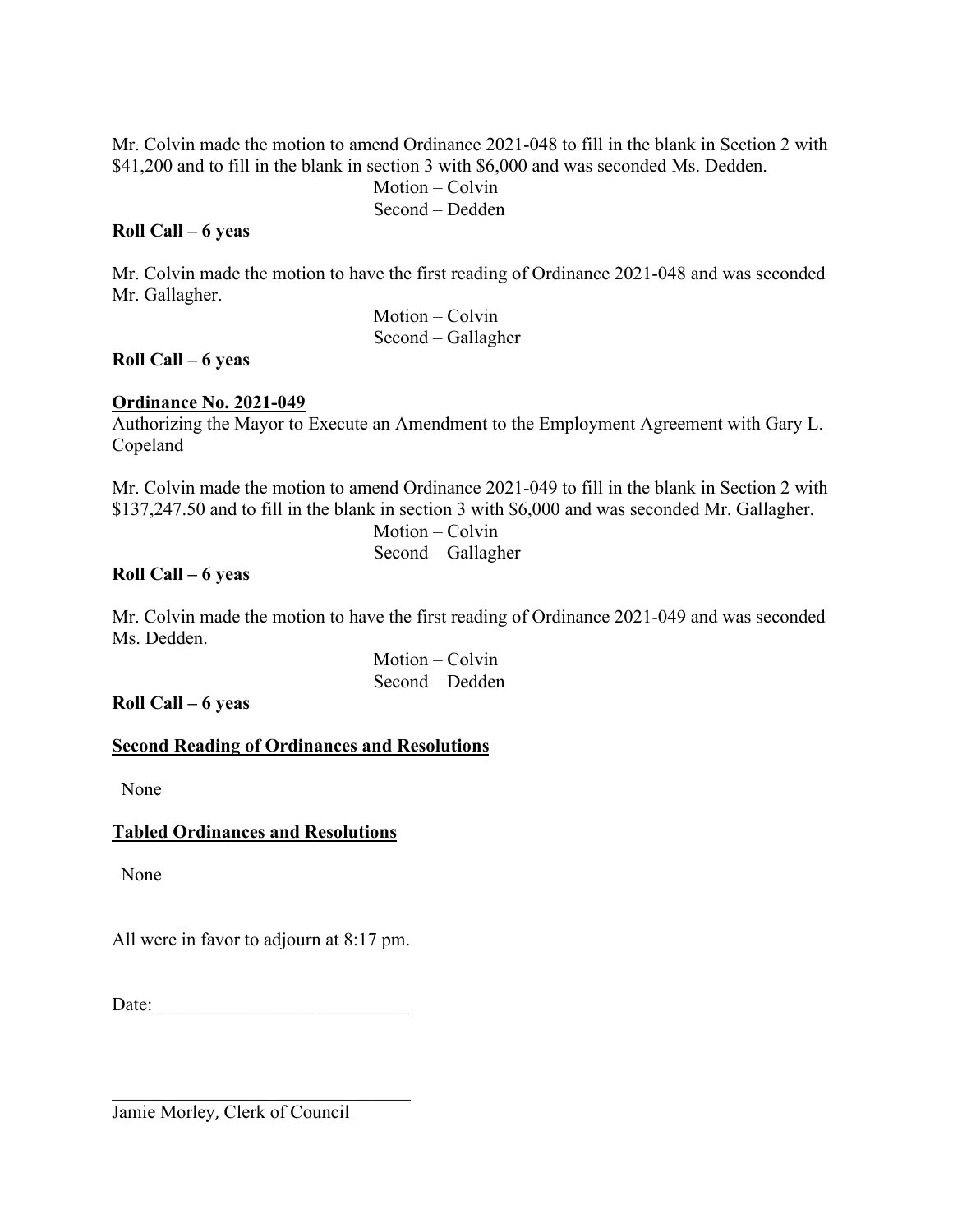Mr. Colvin made the motion to amend Ordinance 2021-048 to fill in the blank in Section 2 with $41,200 and to fill in the blank in section 3 with $6,000 and was seconded Ms. Dedden.

Motion – Colvin
Second – Dedden

**Roll Call – 6 yeas**

Mr. Colvin made the motion to have the first reading of Ordinance 2021-048 and was seconded Mr. Gallagher.

Motion – Colvin
Second – Gallagher

**Roll Call – 6 yeas**

**Ordinance No. 2021-049**

Authorizing the Mayor to Execute an Amendment to the Employment Agreement with Gary L. Copeland

Mr. Colvin made the motion to amend Ordinance 2021-049 to fill in the blank in Section 2 with $137,247.50 and to fill in the blank in section 3 with $6,000 and was seconded Mr. Gallagher.

Motion – Colvin
Second – Gallagher

**Roll Call – 6 yeas**

Mr. Colvin made the motion to have the first reading of Ordinance 2021-049 and was seconded Ms. Dedden.

Motion – Colvin
Second – Dedden

**Roll Call – 6 yeas**

**Second Reading of Ordinances and Resolutions**

None

**Tabled Ordinances and Resolutions**

None

All were in favor to adjourn at 8:17 pm.

Date: ___________________________

___________________________________
Jamie Morley, Clerk of Council